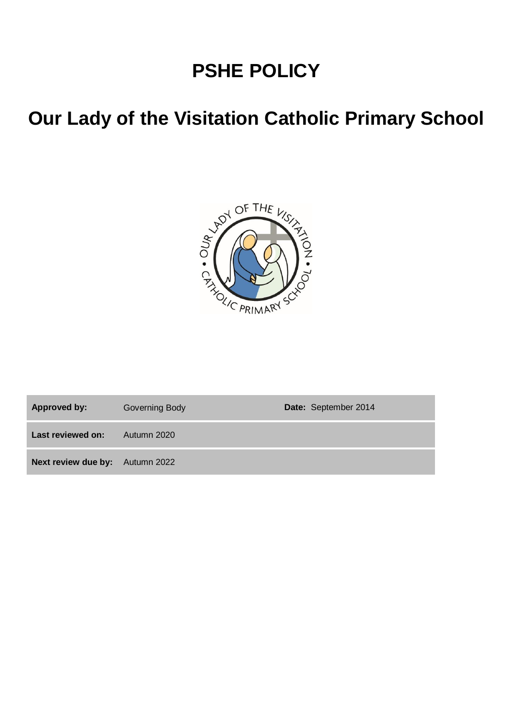# PSHE POLICY

# Our Lady of the Visitation Catholic Primary School

| **Approved by:** | Governing Body | **Date:** September 2014 |
|---|---|---|
| **Last reviewed on:** | Autumn 2020 | |
| **Next review due by:** | Autumn 2022 | |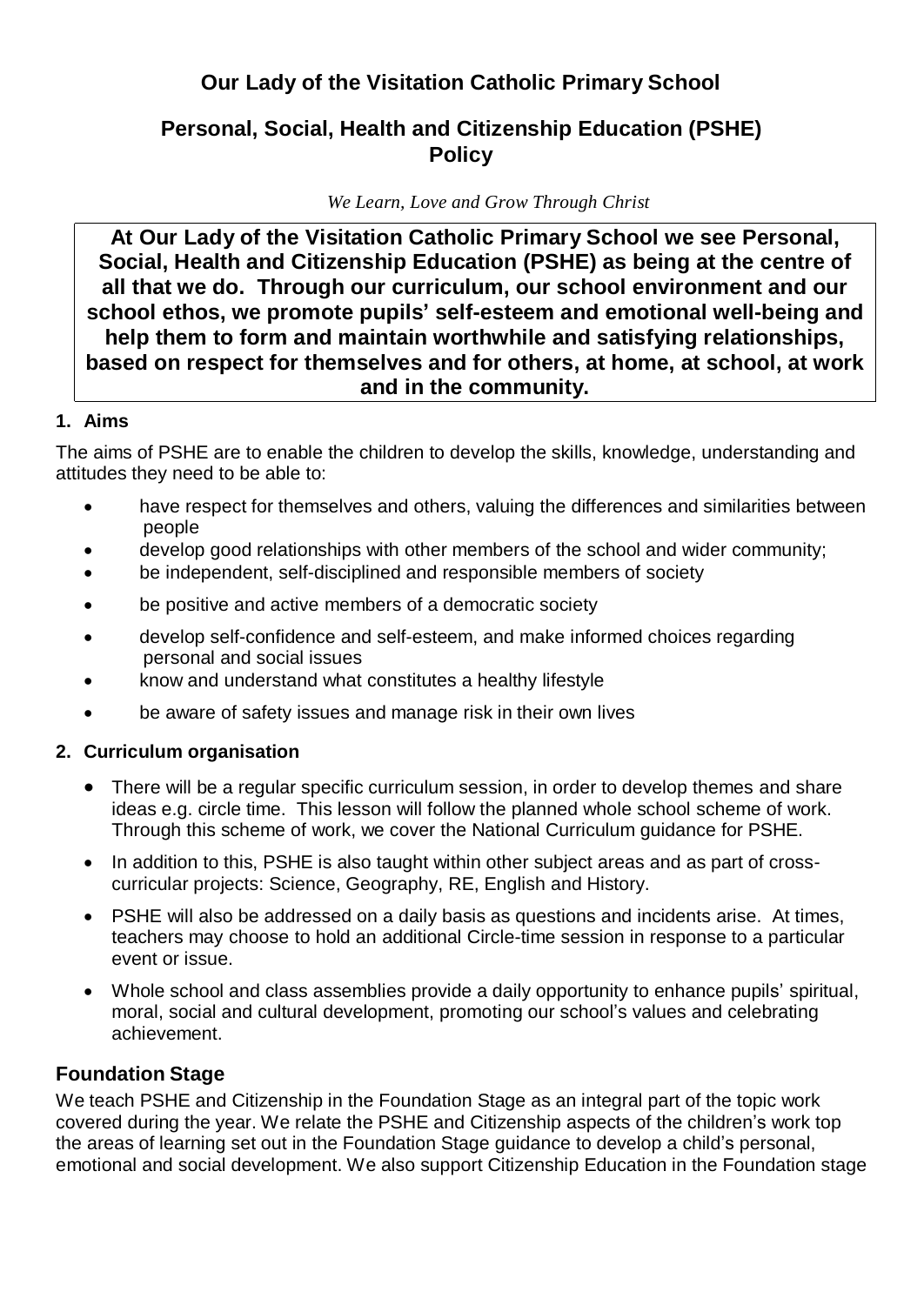# Our Lady of the Visitation Catholic Primary School

## Personal, Social, Health and Citizenship Education (PSHE) Policy

*We Learn, Love and Grow Through Christ*

**At Our Lady of the Visitation Catholic Primary School we see Personal, Social, Health and Citizenship Education (PSHE) as being at the centre of all that we do. Through our curriculum, our school environment and our school ethos, we promote pupils' self-esteem and emotional well-being and help them to form and maintain worthwhile and satisfying relationships, based on respect for themselves and for others, at home, at school, at work and in the community.**

### 1. Aims

The aims of PSHE are to enable the children to develop the skills, knowledge, understanding and attitudes they need to be able to:

- have respect for themselves and others, valuing the differences and similarities between people
- develop good relationships with other members of the school and wider community;
- be independent, self-disciplined and responsible members of society
- be positive and active members of a democratic society
- develop self-confidence and self-esteem, and make informed choices regarding personal and social issues
- know and understand what constitutes a healthy lifestyle
- be aware of safety issues and manage risk in their own lives

### 2. Curriculum organisation

- There will be a regular specific curriculum session, in order to develop themes and share ideas e.g. circle time. This lesson will follow the planned whole school scheme of work. Through this scheme of work, we cover the National Curriculum guidance for PSHE.
- In addition to this, PSHE is also taught within other subject areas and as part of cross-curricular projects: Science, Geography, RE, English and History.
- PSHE will also be addressed on a daily basis as questions and incidents arise. At times, teachers may choose to hold an additional Circle-time session in response to a particular event or issue.
- Whole school and class assemblies provide a daily opportunity to enhance pupils' spiritual, moral, social and cultural development, promoting our school's values and celebrating achievement.

## Foundation Stage

We teach PSHE and Citizenship in the Foundation Stage as an integral part of the topic work covered during the year. We relate the PSHE and Citizenship aspects of the children's work top the areas of learning set out in the Foundation Stage guidance to develop a child's personal, emotional and social development. We also support Citizenship Education in the Foundation stage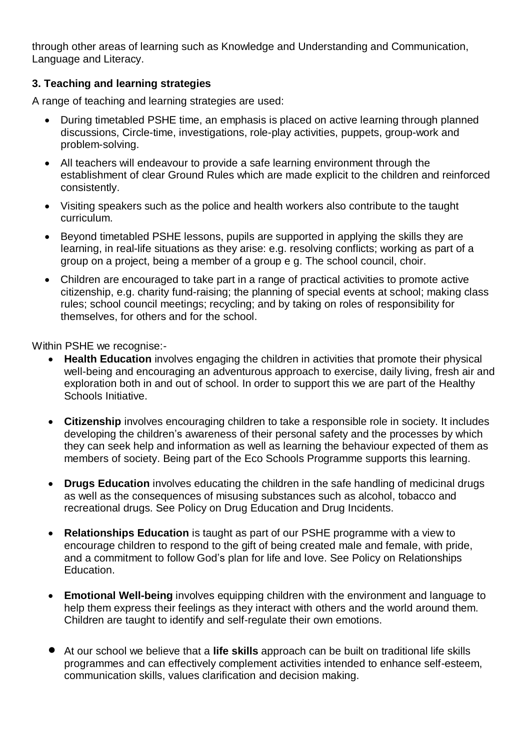through other areas of learning such as Knowledge and Understanding and Communication, Language and Literacy.

### 3. Teaching and learning strategies

A range of teaching and learning strategies are used:

- During timetabled PSHE time, an emphasis is placed on active learning through planned discussions, Circle-time, investigations, role-play activities, puppets, group-work and problem-solving.
- All teachers will endeavour to provide a safe learning environment through the establishment of clear Ground Rules which are made explicit to the children and reinforced consistently.
- Visiting speakers such as the police and health workers also contribute to the taught curriculum.
- Beyond timetabled PSHE lessons, pupils are supported in applying the skills they are learning, in real-life situations as they arise: e.g. resolving conflicts; working as part of a group on a project, being a member of a group e g. The school council, choir.
- Children are encouraged to take part in a range of practical activities to promote active citizenship, e.g. charity fund-raising; the planning of special events at school; making class rules; school council meetings; recycling; and by taking on roles of responsibility for themselves, for others and for the school.

Within PSHE we recognise:-

- **Health Education** involves engaging the children in activities that promote their physical well-being and encouraging an adventurous approach to exercise, daily living, fresh air and exploration both in and out of school. In order to support this we are part of the Healthy Schools Initiative.
- **Citizenship** involves encouraging children to take a responsible role in society. It includes developing the children's awareness of their personal safety and the processes by which they can seek help and information as well as learning the behaviour expected of them as members of society. Being part of the Eco Schools Programme supports this learning.
- **Drugs Education** involves educating the children in the safe handling of medicinal drugs as well as the consequences of misusing substances such as alcohol, tobacco and recreational drugs. See Policy on Drug Education and Drug Incidents.
- **Relationships Education** is taught as part of our PSHE programme with a view to encourage children to respond to the gift of being created male and female, with pride, and a commitment to follow God's plan for life and love. See Policy on Relationships Education.
- **Emotional Well-being** involves equipping children with the environment and language to help them express their feelings as they interact with others and the world around them. Children are taught to identify and self-regulate their own emotions.
- At our school we believe that a **life skills** approach can be built on traditional life skills programmes and can effectively complement activities intended to enhance self-esteem, communication skills, values clarification and decision making.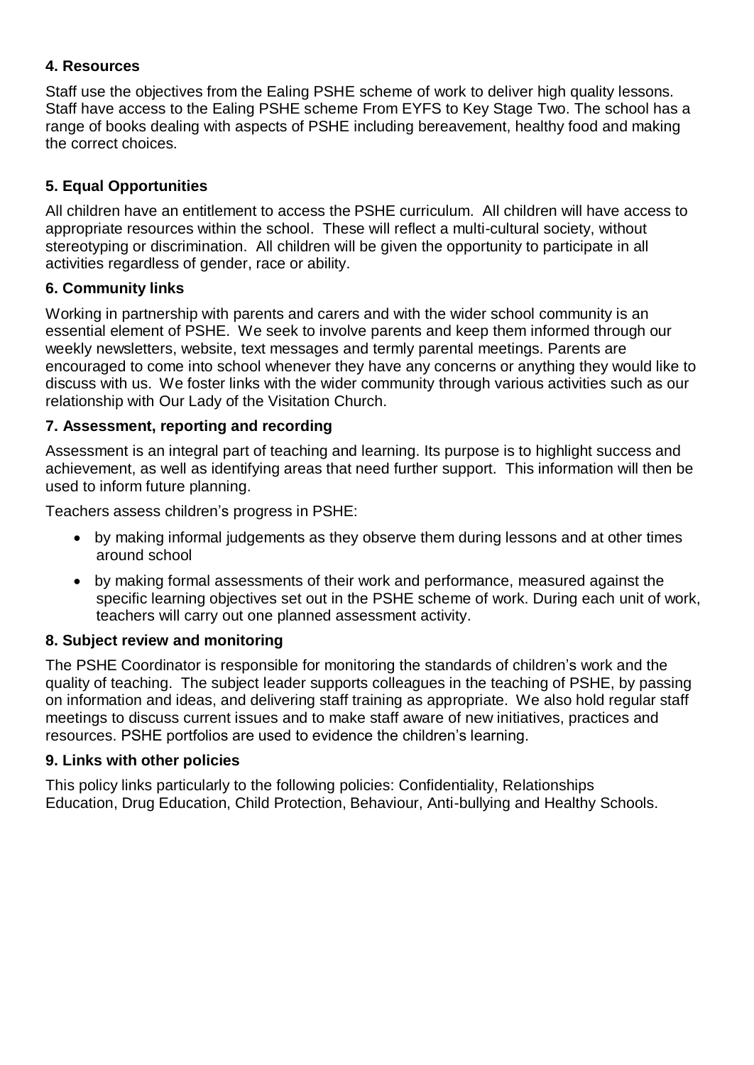### 4. Resources

Staff use the objectives from the Ealing PSHE scheme of work to deliver high quality lessons. Staff have access to the Ealing PSHE scheme From EYFS to Key Stage Two. The school has a range of books dealing with aspects of PSHE including bereavement, healthy food and making the correct choices.

### 5. Equal Opportunities

All children have an entitlement to access the PSHE curriculum. All children will have access to appropriate resources within the school. These will reflect a multi-cultural society, without stereotyping or discrimination. All children will be given the opportunity to participate in all activities regardless of gender, race or ability.

### 6. Community links

Working in partnership with parents and carers and with the wider school community is an essential element of PSHE. We seek to involve parents and keep them informed through our weekly newsletters, website, text messages and termly parental meetings. Parents are encouraged to come into school whenever they have any concerns or anything they would like to discuss with us. We foster links with the wider community through various activities such as our relationship with Our Lady of the Visitation Church.

### 7. Assessment, reporting and recording

Assessment is an integral part of teaching and learning. Its purpose is to highlight success and achievement, as well as identifying areas that need further support. This information will then be used to inform future planning.

Teachers assess children's progress in PSHE:

- by making informal judgements as they observe them during lessons and at other times around school
- by making formal assessments of their work and performance, measured against the specific learning objectives set out in the PSHE scheme of work. During each unit of work, teachers will carry out one planned assessment activity.

### 8. Subject review and monitoring

The PSHE Coordinator is responsible for monitoring the standards of children's work and the quality of teaching. The subject leader supports colleagues in the teaching of PSHE, by passing on information and ideas, and delivering staff training as appropriate. We also hold regular staff meetings to discuss current issues and to make staff aware of new initiatives, practices and resources. PSHE portfolios are used to evidence the children's learning.

### 9. Links with other policies

This policy links particularly to the following policies: Confidentiality, Relationships Education, Drug Education, Child Protection, Behaviour, Anti-bullying and Healthy Schools.